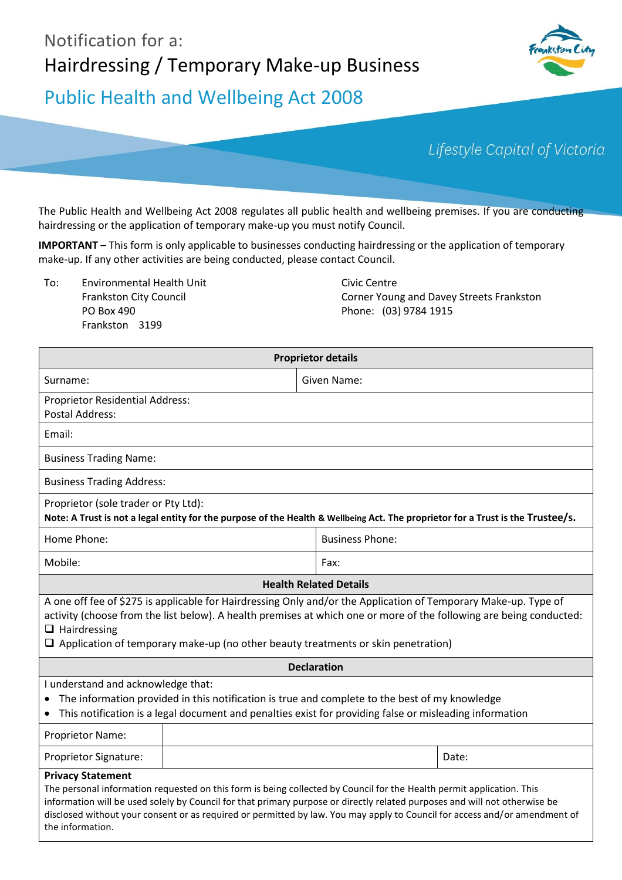Notification for a:

# Hairdressing / Temporary Make-up Business

## Public Health and Wellbeing Act 2008

*Lifestyle Capital of Victoria*

The Public Health and Wellbeing Act 2008 regulates all public health and wellbeing premises. If you are conducting hairdressing or the application of temporary make-up you must notify Council.

**IMPORTANT** – This form is only applicable to businesses conducting hairdressing or the application of temporary make-up. If any other activities are being conducted, please contact Council.

To: Environmental Health Unit
Frankston City Council
PO Box 490
Frankston 3199

Civic Centre
Corner Young and Davey Streets Frankston
Phone: (03) 9784 1915

| **Proprietor details** | |
|---|---|
| Surname: | Given Name: |
| Proprietor Residential Address:<br>Postal Address: | |
| Email: | |
| Business Trading Name: | |
| Business Trading Address: | |
| Proprietor (sole trader or Pty Ltd):<br>**Note: A Trust is not a legal entity for the purpose of the Health & Wellbeing Act. The proprietor for a Trust is the Trustee/s.** | |
| Home Phone: | Business Phone: |
| Mobile: | Fax: |

| **Health Related Details** |
|---|
| A one off fee of $275 is applicable for Hairdressing Only and/or the Application of Temporary Make-up. Type of activity (choose from the list below). A health premises at which one or more of the following are being conducted:<br>☐ Hairdressing<br>☐ Application of temporary make-up (no other beauty treatments or skin penetration) |

| **Declaration** | | |
|---|---|---|
| I understand and acknowledge that:<br>• The information provided in this notification is true and complete to the best of my knowledge<br>• This notification is a legal document and penalties exist for providing false or misleading information | | |
| Proprietor Name: | | |
| Proprietor Signature: | | Date: |

**Privacy Statement**
The personal information requested on this form is being collected by Council for the Health permit application. This information will be used solely by Council for that primary purpose or directly related purposes and will not otherwise be disclosed without your consent or as required or permitted by law. You may apply to Council for access and/or amendment of the information.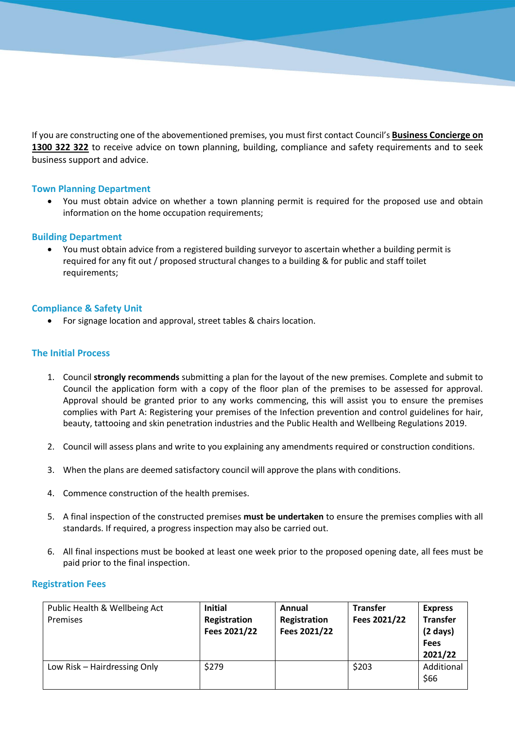If you are constructing one of the abovementioned premises, you must first contact Council's **Business Concierge on 1300 322 322** to receive advice on town planning, building, compliance and safety requirements and to seek business support and advice.

### Town Planning Department

- You must obtain advice on whether a town planning permit is required for the proposed use and obtain information on the home occupation requirements;

### Building Department

- You must obtain advice from a registered building surveyor to ascertain whether a building permit is required for any fit out / proposed structural changes to a building & for public and staff toilet requirements;

### Compliance & Safety Unit

- For signage location and approval, street tables & chairs location.

### The Initial Process

1. Council **strongly recommends** submitting a plan for the layout of the new premises. Complete and submit to Council the application form with a copy of the floor plan of the premises to be assessed for approval. Approval should be granted prior to any works commencing, this will assist you to ensure the premises complies with Part A: Registering your premises of the Infection prevention and control guidelines for hair, beauty, tattooing and skin penetration industries and the Public Health and Wellbeing Regulations 2019.

2. Council will assess plans and write to you explaining any amendments required or construction conditions.

3. When the plans are deemed satisfactory council will approve the plans with conditions.

4. Commence construction of the health premises.

5. A final inspection of the constructed premises **must be undertaken** to ensure the premises complies with all standards. If required, a progress inspection may also be carried out.

6. All final inspections must be booked at least one week prior to the proposed opening date, all fees must be paid prior to the final inspection.

### Registration Fees

| Public Health & Wellbeing Act Premises | **Initial Registration Fees 2021/22** | **Annual Registration Fees 2021/22** | **Transfer Fees 2021/22** | **Express Transfer (2 days) Fees 2021/22** |
|---|---|---|---|---|
| Low Risk – Hairdressing Only | $279 | | $203 | Additional $66 |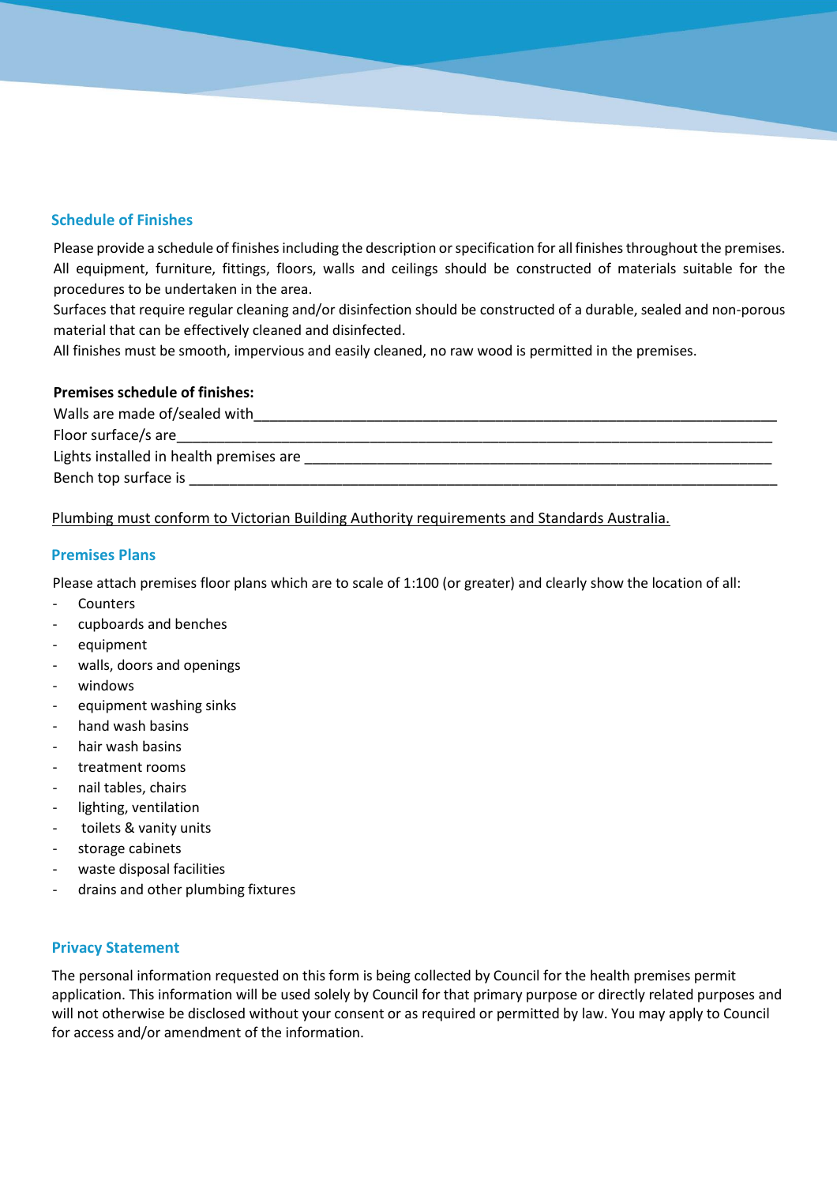## Schedule of Finishes

Please provide a schedule of finishes including the description or specification for all finishes throughout the premises. All equipment, furniture, fittings, floors, walls and ceilings should be constructed of materials suitable for the procedures to be undertaken in the area.
Surfaces that require regular cleaning and/or disinfection should be constructed of a durable, sealed and non-porous material that can be effectively cleaned and disinfected.
All finishes must be smooth, impervious and easily cleaned, no raw wood is permitted in the premises.

**Premises schedule of finishes:**

Walls are made of/sealed with_______________________________________________________________________

Floor surface/s are___________________________________________________________________________

Lights installed in health premises are _________________________________________________________

Bench top surface is _________________________________________________________________________

Plumbing must conform to Victorian Building Authority requirements and Standards Australia.

## Premises Plans

Please attach premises floor plans which are to scale of 1:100 (or greater) and clearly show the location of all:

- Counters
- cupboards and benches
- equipment
- walls, doors and openings
- windows
- equipment washing sinks
- hand wash basins
- hair wash basins
- treatment rooms
- nail tables, chairs
- lighting, ventilation
- toilets & vanity units
- storage cabinets
- waste disposal facilities
- drains and other plumbing fixtures

## Privacy Statement

The personal information requested on this form is being collected by Council for the health premises permit application. This information will be used solely by Council for that primary purpose or directly related purposes and will not otherwise be disclosed without your consent or as required or permitted by law. You may apply to Council for access and/or amendment of the information.